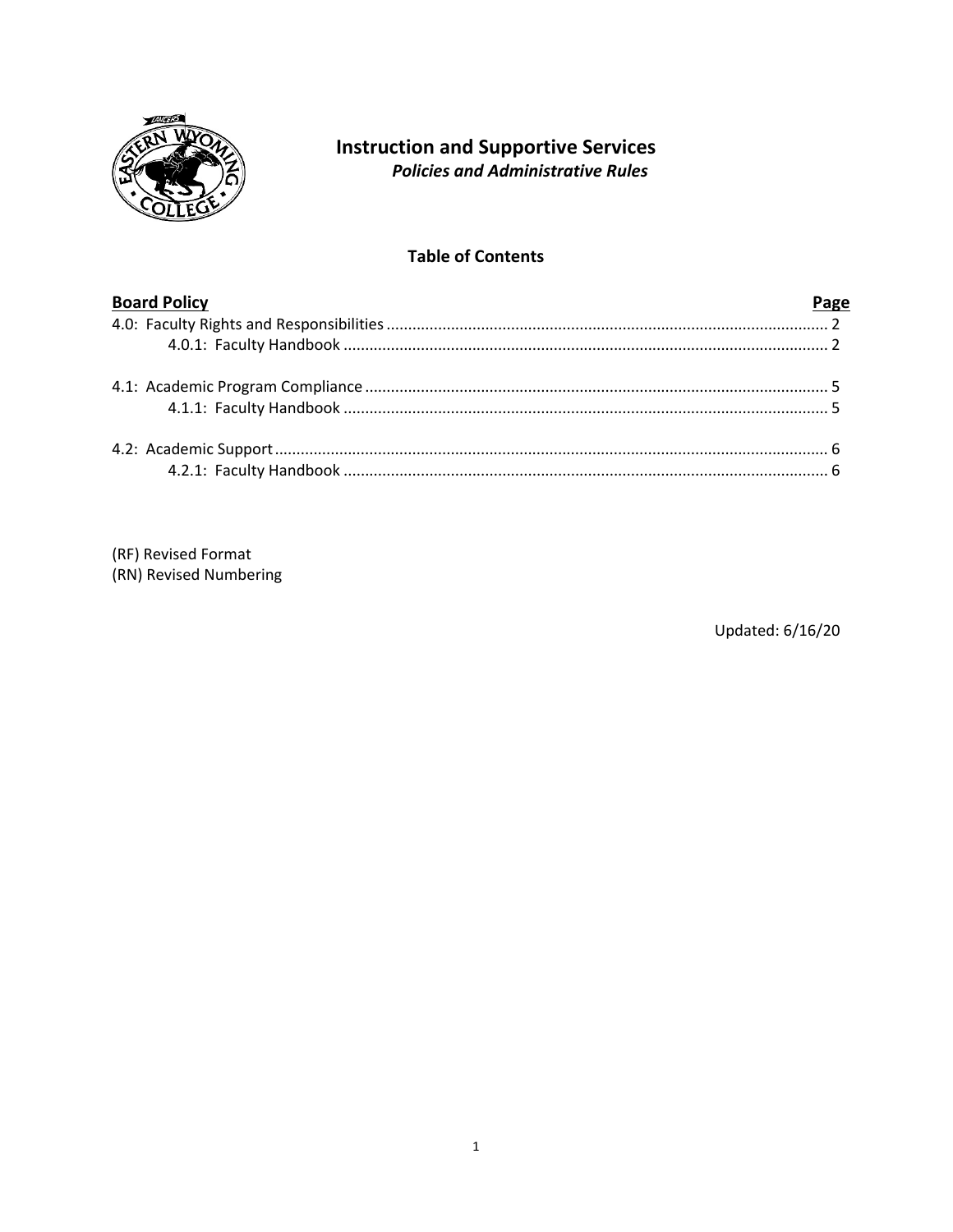# Instruction and Supportive Services

***Policies and Administrative Rules***

## Table of Contents

| **Board Policy** | **Page** |
| --- | --- |
| 4.0: Faculty Rights and Responsibilities | 2 |
| 4.0.1: Faculty Handbook | 2 |
| 4.1: Academic Program Compliance | 5 |
| 4.1.1: Faculty Handbook | 5 |
| 4.2: Academic Support | 6 |
| 4.2.1: Faculty Handbook | 6 |

(RF) Revised Format
(RN) Revised Numbering

Updated: 6/16/20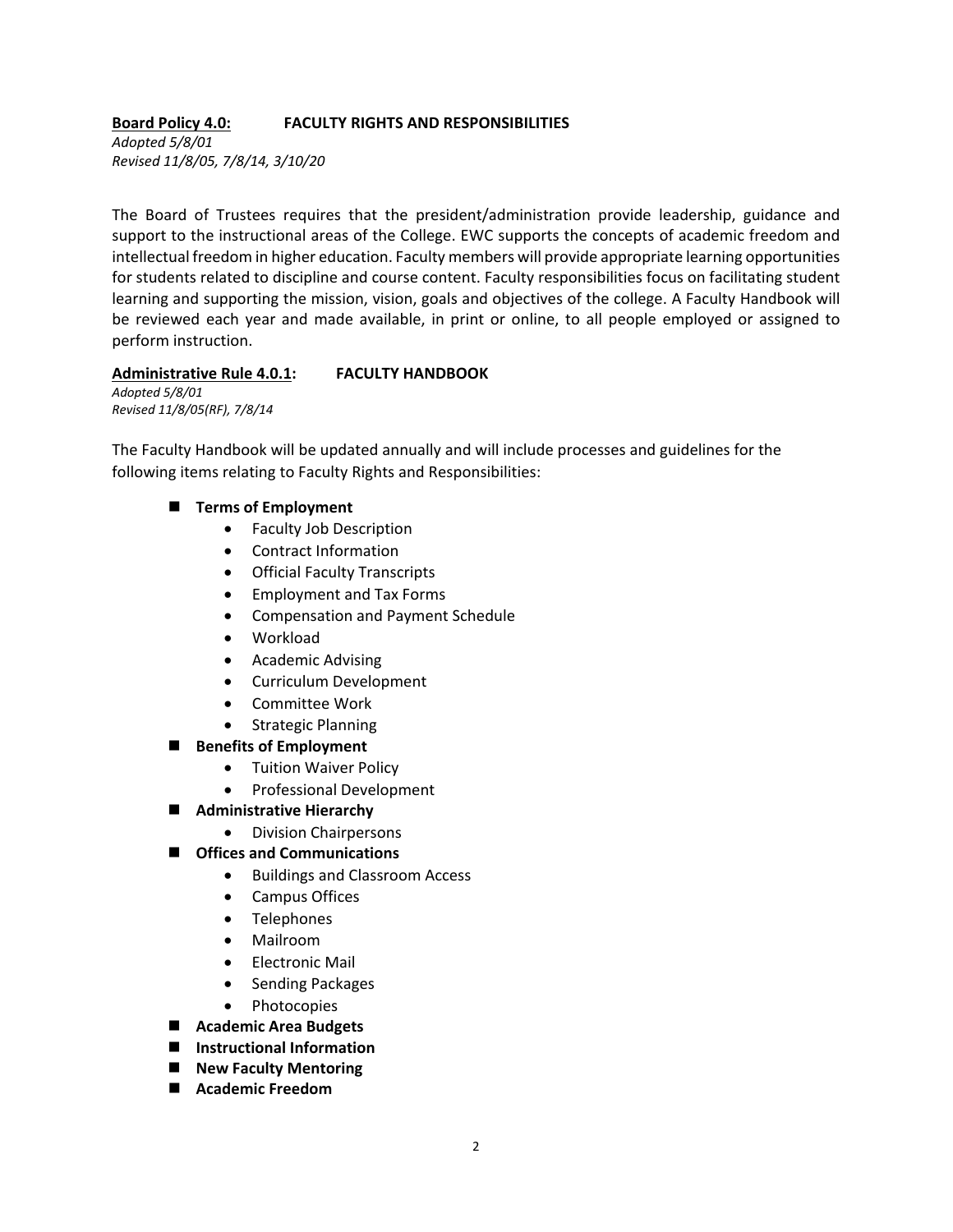**Board Policy 4.0: FACULTY RIGHTS AND RESPONSIBILITIES**

*Adopted 5/8/01*
*Revised 11/8/05, 7/8/14, 3/10/20*

The Board of Trustees requires that the president/administration provide leadership, guidance and support to the instructional areas of the College. EWC supports the concepts of academic freedom and intellectual freedom in higher education. Faculty members will provide appropriate learning opportunities for students related to discipline and course content. Faculty responsibilities focus on facilitating student learning and supporting the mission, vision, goals and objectives of the college. A Faculty Handbook will be reviewed each year and made available, in print or online, to all people employed or assigned to perform instruction.

**Administrative Rule 4.0.1: FACULTY HANDBOOK**

*Adopted 5/8/01*
*Revised 11/8/05(RF), 7/8/14*

The Faculty Handbook will be updated annually and will include processes and guidelines for the following items relating to Faculty Rights and Responsibilities:

- **Terms of Employment**
  - Faculty Job Description
  - Contract Information
  - Official Faculty Transcripts
  - Employment and Tax Forms
  - Compensation and Payment Schedule
  - Workload
  - Academic Advising
  - Curriculum Development
  - Committee Work
  - Strategic Planning
- **Benefits of Employment**
  - Tuition Waiver Policy
  - Professional Development
- **Administrative Hierarchy**
  - Division Chairpersons
- **Offices and Communications**
  - Buildings and Classroom Access
  - Campus Offices
  - Telephones
  - Mailroom
  - Electronic Mail
  - Sending Packages
  - Photocopies
- **Academic Area Budgets**
- **Instructional Information**
- **New Faculty Mentoring**
- **Academic Freedom**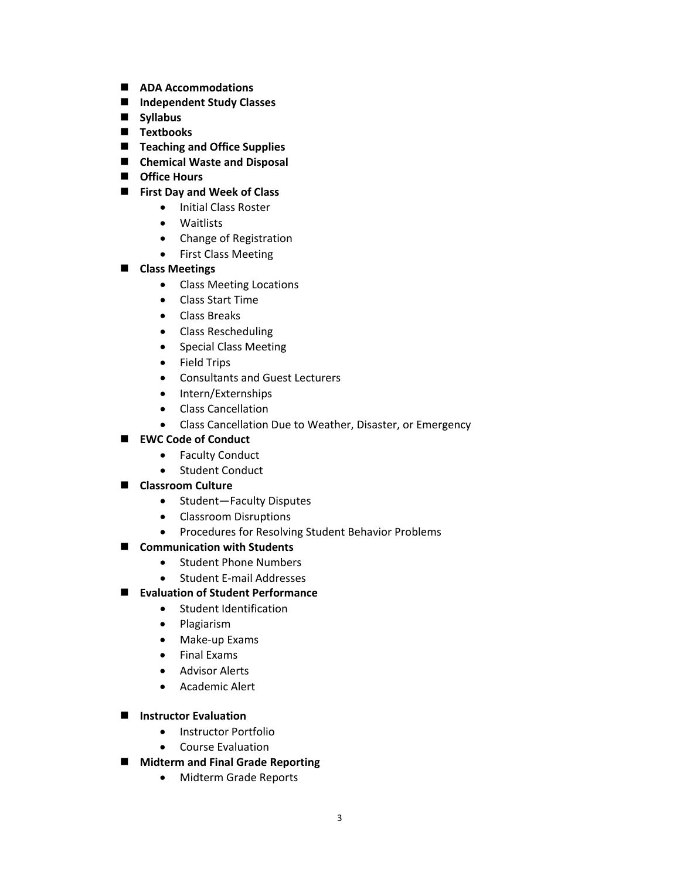- **ADA Accommodations**
- **Independent Study Classes**
- **Syllabus**
- **Textbooks**
- **Teaching and Office Supplies**
- **Chemical Waste and Disposal**
- **Office Hours**
- **First Day and Week of Class**
  - Initial Class Roster
  - Waitlists
  - Change of Registration
  - First Class Meeting
- **Class Meetings**
  - Class Meeting Locations
  - Class Start Time
  - Class Breaks
  - Class Rescheduling
  - Special Class Meeting
  - Field Trips
  - Consultants and Guest Lecturers
  - Intern/Externships
  - Class Cancellation
  - Class Cancellation Due to Weather, Disaster, or Emergency
- **EWC Code of Conduct**
  - Faculty Conduct
  - Student Conduct
- **Classroom Culture**
  - Student—Faculty Disputes
  - Classroom Disruptions
  - Procedures for Resolving Student Behavior Problems
- **Communication with Students**
  - Student Phone Numbers
  - Student E-mail Addresses
- **Evaluation of Student Performance**
  - Student Identification
  - Plagiarism
  - Make-up Exams
  - Final Exams
  - Advisor Alerts
  - Academic Alert
- **Instructor Evaluation**
  - Instructor Portfolio
  - Course Evaluation
- **Midterm and Final Grade Reporting**
  - Midterm Grade Reports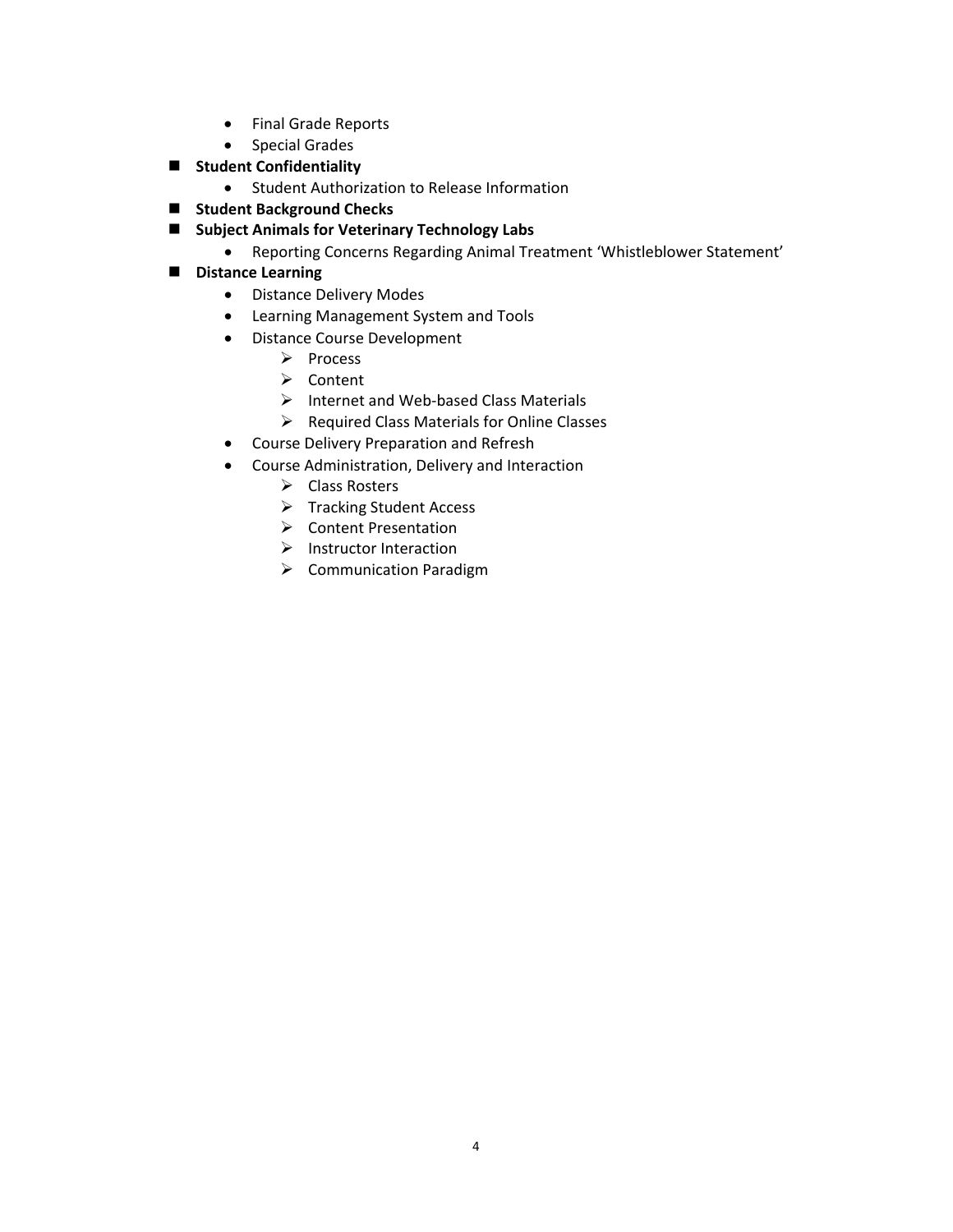- Final Grade Reports
- Special Grades

- **Student Confidentiality**
  - Student Authorization to Release Information
- **Student Background Checks**
- **Subject Animals for Veterinary Technology Labs**
  - Reporting Concerns Regarding Animal Treatment 'Whistleblower Statement'
- **Distance Learning**
  - Distance Delivery Modes
  - Learning Management System and Tools
  - Distance Course Development
    - Process
    - Content
    - Internet and Web-based Class Materials
    - Required Class Materials for Online Classes
  - Course Delivery Preparation and Refresh
  - Course Administration, Delivery and Interaction
    - Class Rosters
    - Tracking Student Access
    - Content Presentation
    - Instructor Interaction
    - Communication Paradigm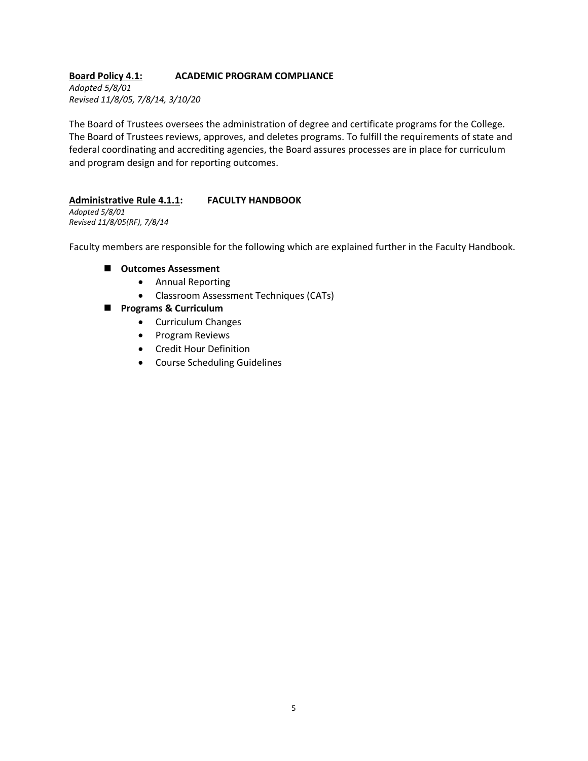**Board Policy 4.1:** **ACADEMIC PROGRAM COMPLIANCE**

*Adopted 5/8/01*
*Revised 11/8/05, 7/8/14, 3/10/20*

The Board of Trustees oversees the administration of degree and certificate programs for the College. The Board of Trustees reviews, approves, and deletes programs. To fulfill the requirements of state and federal coordinating and accrediting agencies, the Board assures processes are in place for curriculum and program design and for reporting outcomes.

**Administrative Rule 4.1.1:** **FACULTY HANDBOOK**

*Adopted 5/8/01*
*Revised 11/8/05(RF), 7/8/14*

Faculty members are responsible for the following which are explained further in the Faculty Handbook.

- **Outcomes Assessment**
  - Annual Reporting
  - Classroom Assessment Techniques (CATs)
- **Programs & Curriculum**
  - Curriculum Changes
  - Program Reviews
  - Credit Hour Definition
  - Course Scheduling Guidelines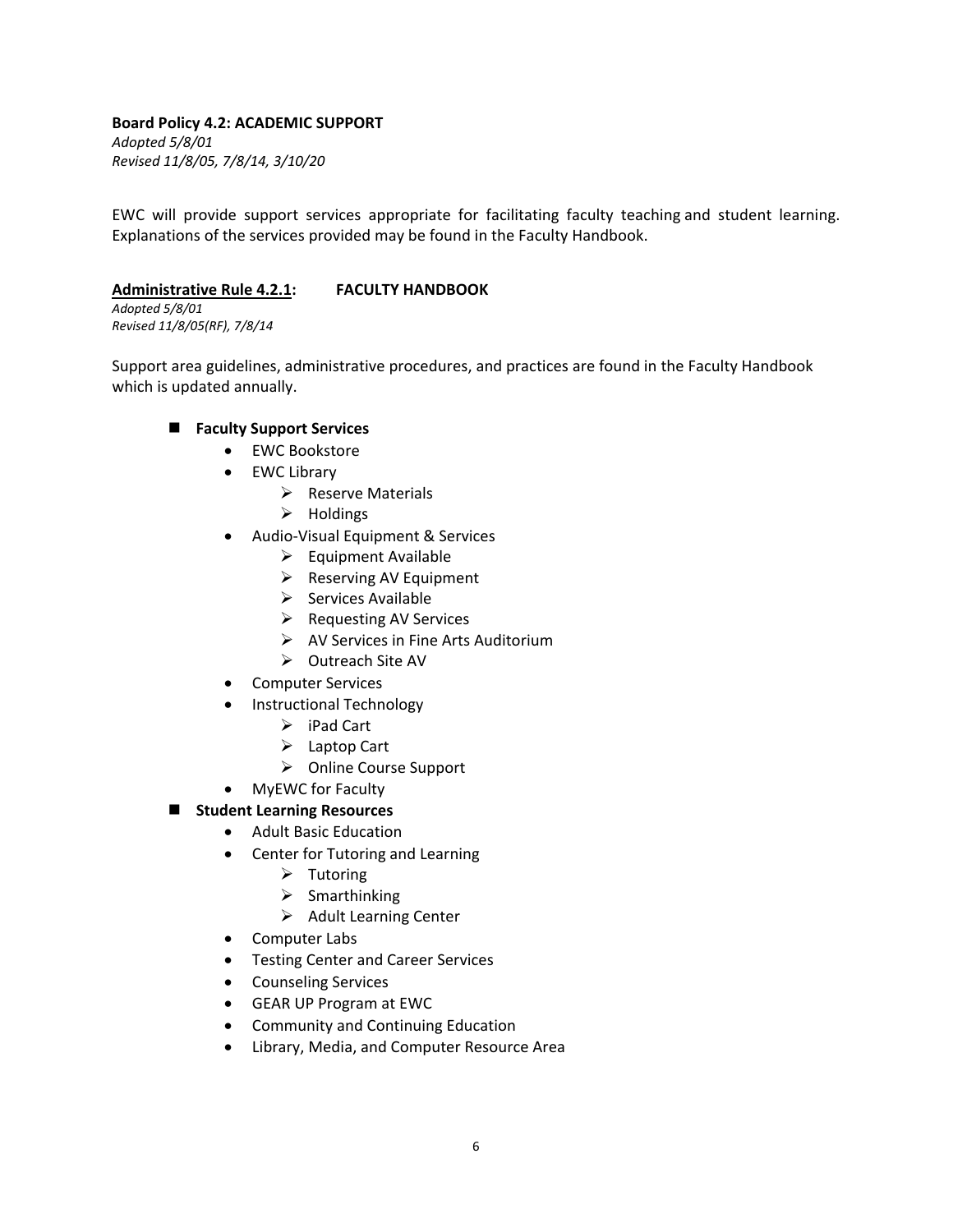**Board Policy 4.2: ACADEMIC SUPPORT**
*Adopted 5/8/01*
*Revised 11/8/05, 7/8/14, 3/10/20*

EWC will provide support services appropriate for facilitating faculty teaching and student learning. Explanations of the services provided may be found in the Faculty Handbook.

**Administrative Rule 4.2.1: FACULTY HANDBOOK**
*Adopted 5/8/01*
*Revised 11/8/05(RF), 7/8/14*

Support area guidelines, administrative procedures, and practices are found in the Faculty Handbook which is updated annually.

- **Faculty Support Services**
  - EWC Bookstore
  - EWC Library
    - Reserve Materials
    - Holdings
  - Audio-Visual Equipment & Services
    - Equipment Available
    - Reserving AV Equipment
    - Services Available
    - Requesting AV Services
    - AV Services in Fine Arts Auditorium
    - Outreach Site AV
  - Computer Services
  - Instructional Technology
    - iPad Cart
    - Laptop Cart
    - Online Course Support
  - MyEWC for Faculty
- **Student Learning Resources**
  - Adult Basic Education
  - Center for Tutoring and Learning
    - Tutoring
    - Smarthinking
    - Adult Learning Center
  - Computer Labs
  - Testing Center and Career Services
  - Counseling Services
  - GEAR UP Program at EWC
  - Community and Continuing Education
  - Library, Media, and Computer Resource Area